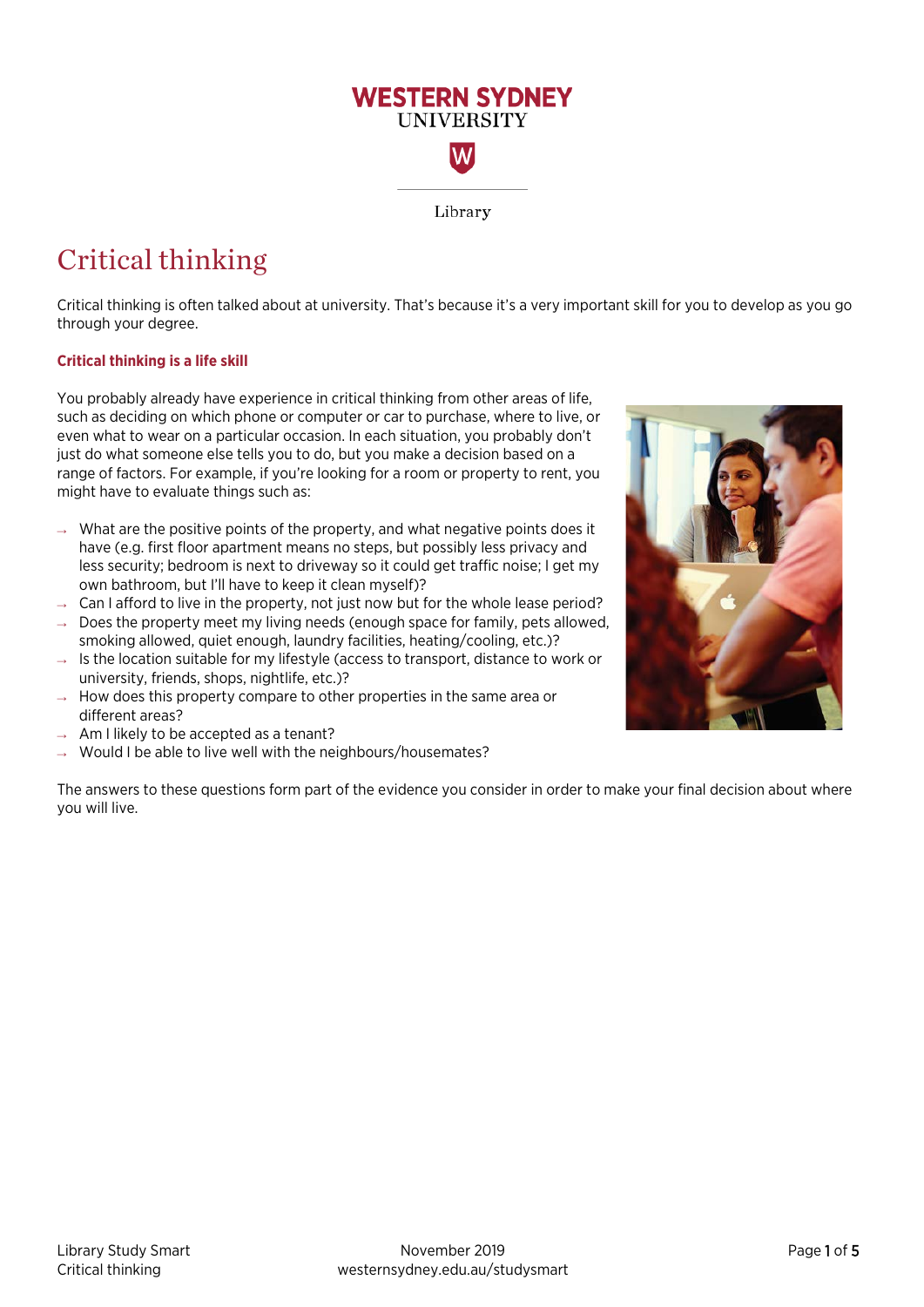# Critical thinking

Critical thinking is often talked about at university. That's because it's a very important skill for you to develop as you go through your degree.

### Critical thinking is a life skill

You probably already have experience in critical thinking from other areas of life, such as deciding on which phone or computer or car to purchase, where to live, or even what to wear on a particular occasion. In each situation, you probably don't just do what someone else tells you to do, but you make a decision based on a range of factors. For example, if you're looking for a room or property to rent, you might have to evaluate things such as:

- What are the positive points of the property, and what negative points does it have (e.g. first floor apartment means no steps, but possibly less privacy and less security; bedroom is next to driveway so it could get traffic noise; I get my own bathroom, but I'll have to keep it clean myself)?
- Can I afford to live in the property, not just now but for the whole lease period?
- Does the property meet my living needs (enough space for family, pets allowed, smoking allowed, quiet enough, laundry facilities, heating/cooling, etc.)?
- Is the location suitable for my lifestyle (access to transport, distance to work or university, friends, shops, nightlife, etc.)?
- How does this property compare to other properties in the same area or different areas?
- Am I likely to be accepted as a tenant?
- Would I be able to live well with the neighbours/housemates?

The answers to these questions form part of the evidence you consider in order to make your final decision about where you will live.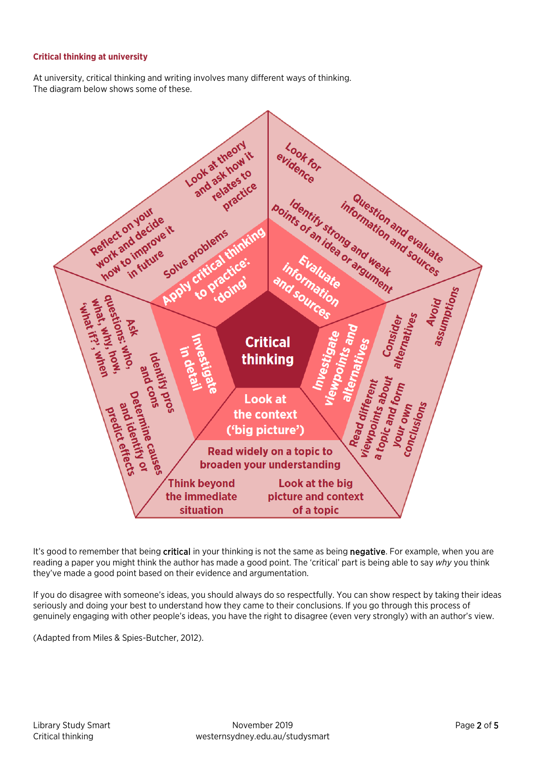### Critical thinking at university

At university, critical thinking and writing involves many different ways of thinking. The diagram below shows some of these.

**Critical thinking**

- **Apply critical thinking to practice: 'doing'**
  - Look at theory and ask how it relates to practice
  - Reflect on your work and decide how to improve it in future
  - Solve problems
- **Evaluate information and sources**
  - Look for evidence
  - Question and evaluate information and sources
  - Identify strong and weak points of an idea or argument
- **Investigate viewpoints and alternatives**
  - Avoid assumptions
  - Consider alternatives
  - Read different viewpoints about a topic and form your own conclusions
- **Look at the context ('big picture')**
  - Read widely on a topic to broaden your understanding
  - Think beyond the immediate situation
  - Look at the big picture and context of a topic
- **Investigate in detail**
  - Ask questions: who, what, why, how, when, 'what if?'
  - Identify pros and cons
  - Determine causes and identify or predict effects

It's good to remember that being **critical** in your thinking is not the same as being **negative**. For example, when you are reading a paper you might think the author has made a good point. The 'critical' part is being able to say *why* you think they've made a good point based on their evidence and argumentation.

If you do disagree with someone's ideas, you should always do so respectfully. You can show respect by taking their ideas seriously and doing your best to understand how they came to their conclusions. If you go through this process of genuinely engaging with other people's ideas, you have the right to disagree (even very strongly) with an author's view.

(Adapted from Miles & Spies-Butcher, 2012).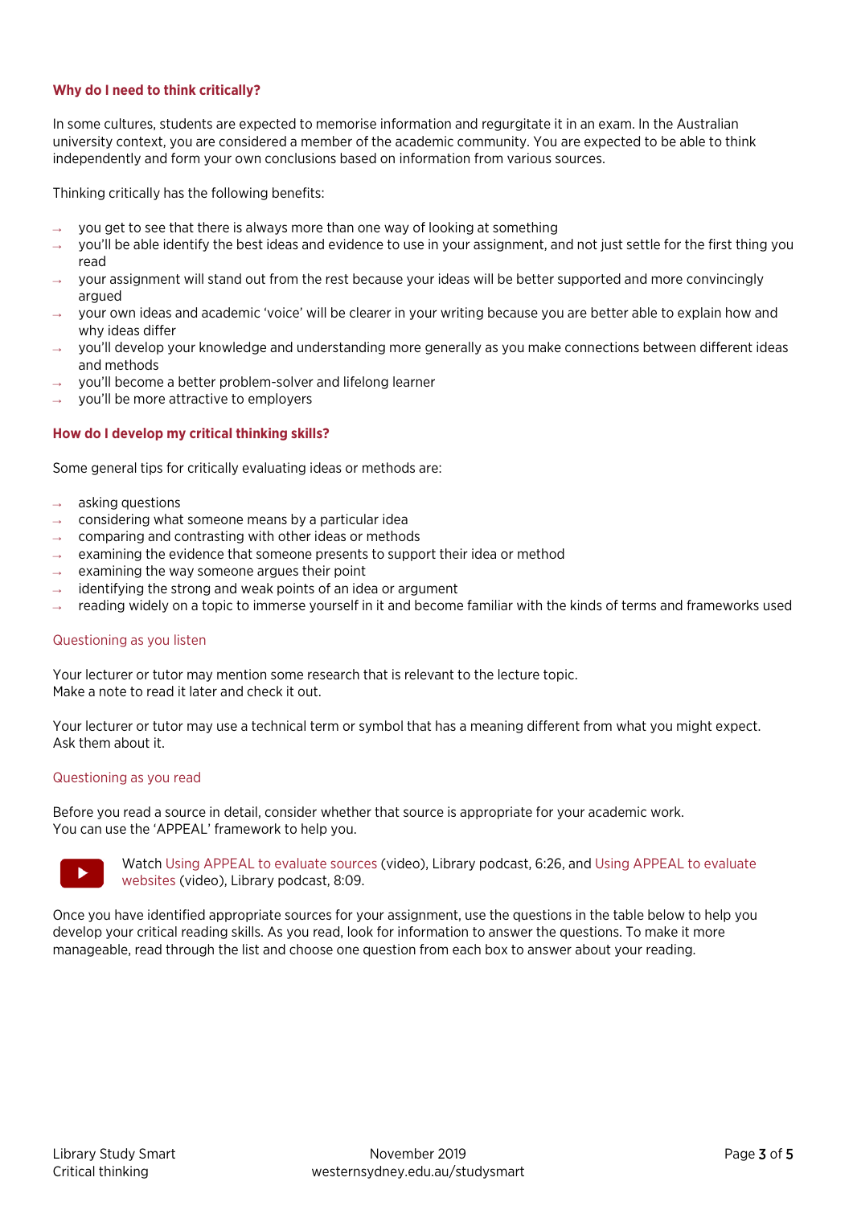### Why do I need to think critically?

In some cultures, students are expected to memorise information and regurgitate it in an exam. In the Australian university context, you are considered a member of the academic community. You are expected to be able to think independently and form your own conclusions based on information from various sources.

Thinking critically has the following benefits:

- you get to see that there is always more than one way of looking at something
- you'll be able identify the best ideas and evidence to use in your assignment, and not just settle for the first thing you read
- your assignment will stand out from the rest because your ideas will be better supported and more convincingly argued
- your own ideas and academic 'voice' will be clearer in your writing because you are better able to explain how and why ideas differ
- you'll develop your knowledge and understanding more generally as you make connections between different ideas and methods
- you'll become a better problem-solver and lifelong learner
- you'll be more attractive to employers

### How do I develop my critical thinking skills?

Some general tips for critically evaluating ideas or methods are:

- asking questions
- considering what someone means by a particular idea
- comparing and contrasting with other ideas or methods
- examining the evidence that someone presents to support their idea or method
- examining the way someone argues their point
- identifying the strong and weak points of an idea or argument
- reading widely on a topic to immerse yourself in it and become familiar with the kinds of terms and frameworks used

#### Questioning as you listen

Your lecturer or tutor may mention some research that is relevant to the lecture topic.
Make a note to read it later and check it out.

Your lecturer or tutor may use a technical term or symbol that has a meaning different from what you might expect.
Ask them about it.

#### Questioning as you read

Before you read a source in detail, consider whether that source is appropriate for your academic work.
You can use the 'APPEAL' framework to help you.

Watch Using APPEAL to evaluate sources (video), Library podcast, 6:26, and Using APPEAL to evaluate websites (video), Library podcast, 8:09.

Once you have identified appropriate sources for your assignment, use the questions in the table below to help you develop your critical reading skills. As you read, look for information to answer the questions. To make it more manageable, read through the list and choose one question from each box to answer about your reading.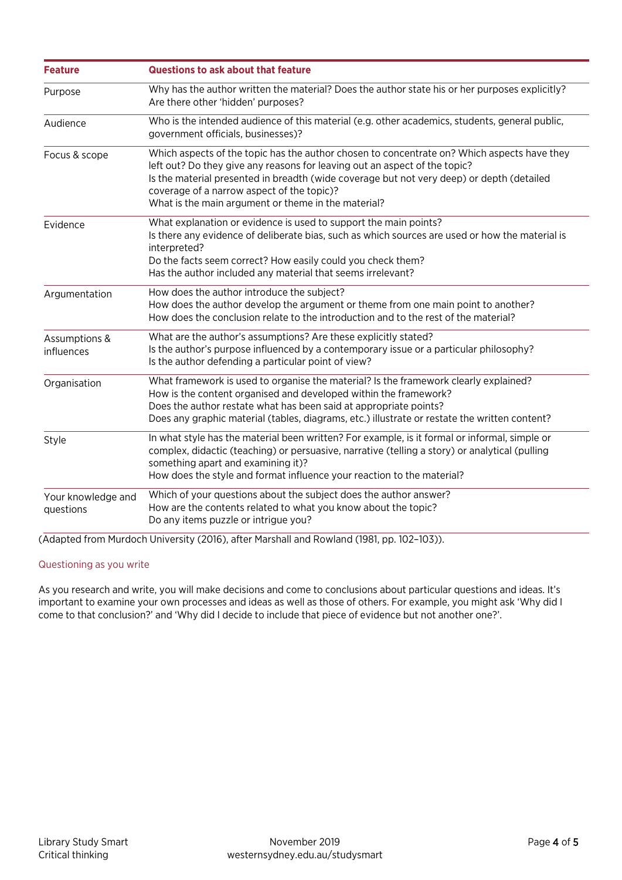| Feature | Questions to ask about that feature |
|---|---|
| Purpose | Why has the author written the material? Does the author state his or her purposes explicitly? Are there other 'hidden' purposes? |
| Audience | Who is the intended audience of this material (e.g. other academics, students, general public, government officials, businesses)? |
| Focus & scope | Which aspects of the topic has the author chosen to concentrate on? Which aspects have they left out? Do they give any reasons for leaving out an aspect of the topic?<br>Is the material presented in breadth (wide coverage but not very deep) or depth (detailed coverage of a narrow aspect of the topic)?<br>What is the main argument or theme in the material? |
| Evidence | What explanation or evidence is used to support the main points?<br>Is there any evidence of deliberate bias, such as which sources are used or how the material is interpreted?<br>Do the facts seem correct? How easily could you check them?<br>Has the author included any material that seems irrelevant? |
| Argumentation | How does the author introduce the subject?<br>How does the author develop the argument or theme from one main point to another?<br>How does the conclusion relate to the introduction and to the rest of the material? |
| Assumptions & influences | What are the author's assumptions? Are these explicitly stated?<br>Is the author's purpose influenced by a contemporary issue or a particular philosophy?<br>Is the author defending a particular point of view? |
| Organisation | What framework is used to organise the material? Is the framework clearly explained?<br>How is the content organised and developed within the framework?<br>Does the author restate what has been said at appropriate points?<br>Does any graphic material (tables, diagrams, etc.) illustrate or restate the written content? |
| Style | In what style has the material been written? For example, is it formal or informal, simple or complex, didactic (teaching) or persuasive, narrative (telling a story) or analytical (pulling something apart and examining it)?<br>How does the style and format influence your reaction to the material? |
| Your knowledge and questions | Which of your questions about the subject does the author answer?<br>How are the contents related to what you know about the topic?<br>Do any items puzzle or intrigue you? |

(Adapted from Murdoch University (2016), after Marshall and Rowland (1981, pp. 102–103)).

## Questioning as you write

As you research and write, you will make decisions and come to conclusions about particular questions and ideas. It's important to examine your own processes and ideas as well as those of others. For example, you might ask 'Why did I come to that conclusion?' and 'Why did I decide to include that piece of evidence but not another one?'.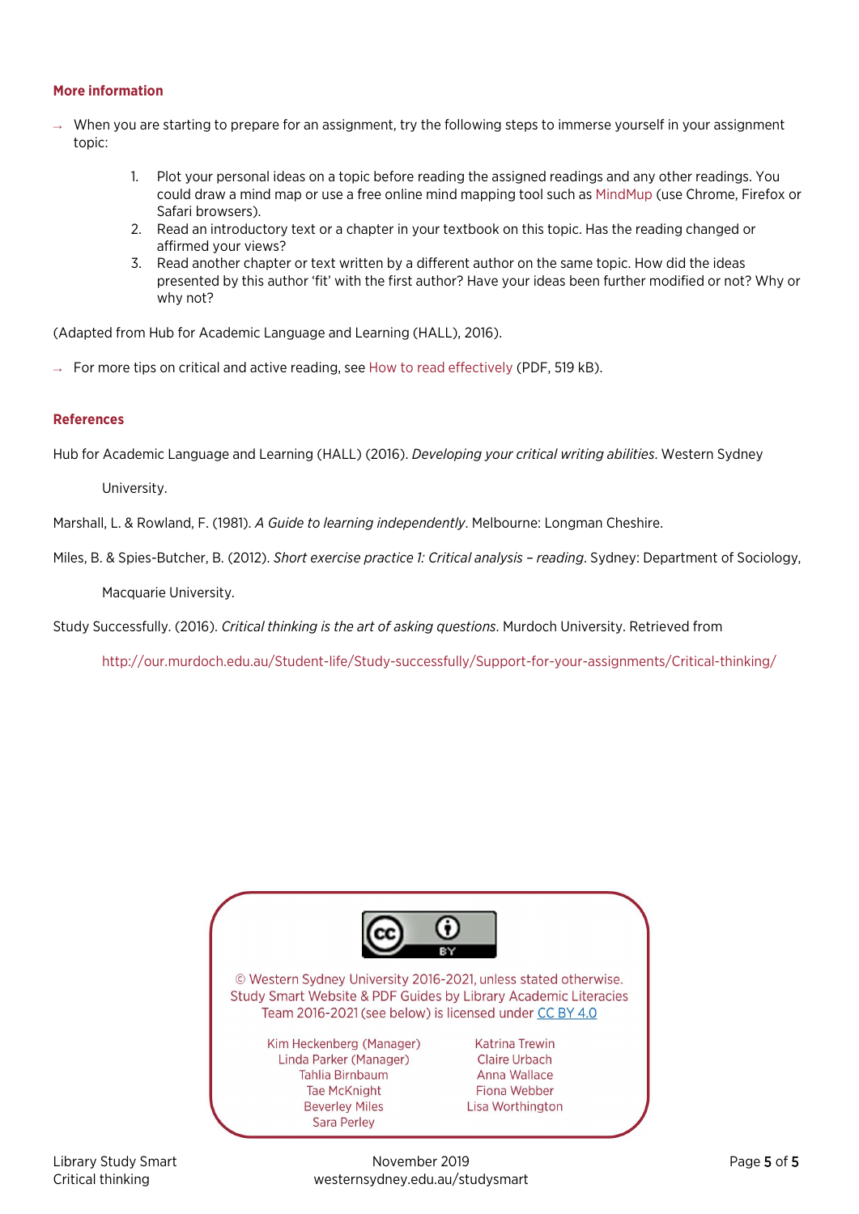### More information

- When you are starting to prepare for an assignment, try the following steps to immerse yourself in your assignment topic:

  1. Plot your personal ideas on a topic before reading the assigned readings and any other readings. You could draw a mind map or use a free online mind mapping tool such as MindMup (use Chrome, Firefox or Safari browsers).
  2. Read an introductory text or a chapter in your textbook on this topic. Has the reading changed or affirmed your views?
  3. Read another chapter or text written by a different author on the same topic. How did the ideas presented by this author 'fit' with the first author? Have your ideas been further modified or not? Why or why not?

(Adapted from Hub for Academic Language and Learning (HALL), 2016).

- For more tips on critical and active reading, see How to read effectively (PDF, 519 kB).

### References

Hub for Academic Language and Learning (HALL) (2016). *Developing your critical writing abilities*. Western Sydney University.

Marshall, L. & Rowland, F. (1981). *A Guide to learning independently*. Melbourne: Longman Cheshire.

Miles, B. & Spies-Butcher, B. (2012). *Short exercise practice 1: Critical analysis – reading*. Sydney: Department of Sociology, Macquarie University.

Study Successfully. (2016). *Critical thinking is the art of asking questions*. Murdoch University. Retrieved from http://our.murdoch.edu.au/Student-life/Study-successfully/Support-for-your-assignments/Critical-thinking/

© Western Sydney University 2016-2021, unless stated otherwise.
Study Smart Website & PDF Guides by Library Academic Literacies Team 2016-2021 (see below) is licensed under CC BY 4.0

Kim Heckenberg (Manager)
Linda Parker (Manager)
Tahlia Birnbaum
Tae McKnight
Beverley Miles
Sara Perley
Katrina Trewin
Claire Urbach
Anna Wallace
Fiona Webber
Lisa Worthington